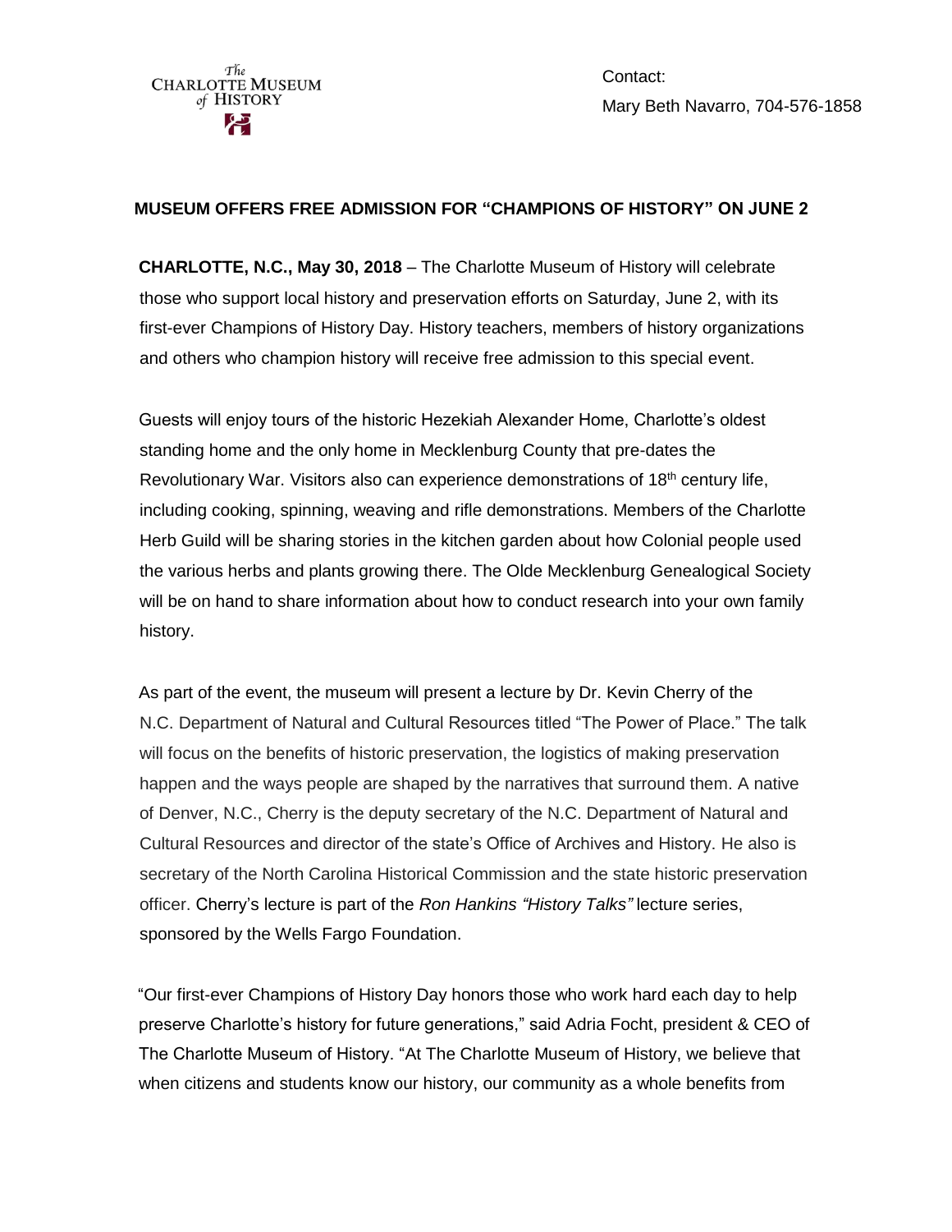The Charlotte Museum of History

Contact:
Mary Beth Navarro, 704-576-1858

**MUSEUM OFFERS FREE ADMISSION FOR "CHAMPIONS OF HISTORY" ON JUNE 2**

**CHARLOTTE, N.C., May 30, 2018** – The Charlotte Museum of History will celebrate those who support local history and preservation efforts on Saturday, June 2, with its first-ever Champions of History Day. History teachers, members of history organizations and others who champion history will receive free admission to this special event.

Guests will enjoy tours of the historic Hezekiah Alexander Home, Charlotte's oldest standing home and the only home in Mecklenburg County that pre-dates the Revolutionary War. Visitors also can experience demonstrations of 18th century life, including cooking, spinning, weaving and rifle demonstrations. Members of the Charlotte Herb Guild will be sharing stories in the kitchen garden about how Colonial people used the various herbs and plants growing there. The Olde Mecklenburg Genealogical Society will be on hand to share information about how to conduct research into your own family history.

As part of the event, the museum will present a lecture by Dr. Kevin Cherry of the N.C. Department of Natural and Cultural Resources titled "The Power of Place." The talk will focus on the benefits of historic preservation, the logistics of making preservation happen and the ways people are shaped by the narratives that surround them. A native of Denver, N.C., Cherry is the deputy secretary of the N.C. Department of Natural and Cultural Resources and director of the state's Office of Archives and History. He also is secretary of the North Carolina Historical Commission and the state historic preservation officer. Cherry's lecture is part of the *Ron Hankins "History Talks"* lecture series, sponsored by the Wells Fargo Foundation.

"Our first-ever Champions of History Day honors those who work hard each day to help preserve Charlotte's history for future generations," said Adria Focht, president & CEO of The Charlotte Museum of History. "At The Charlotte Museum of History, we believe that when citizens and students know our history, our community as a whole benefits from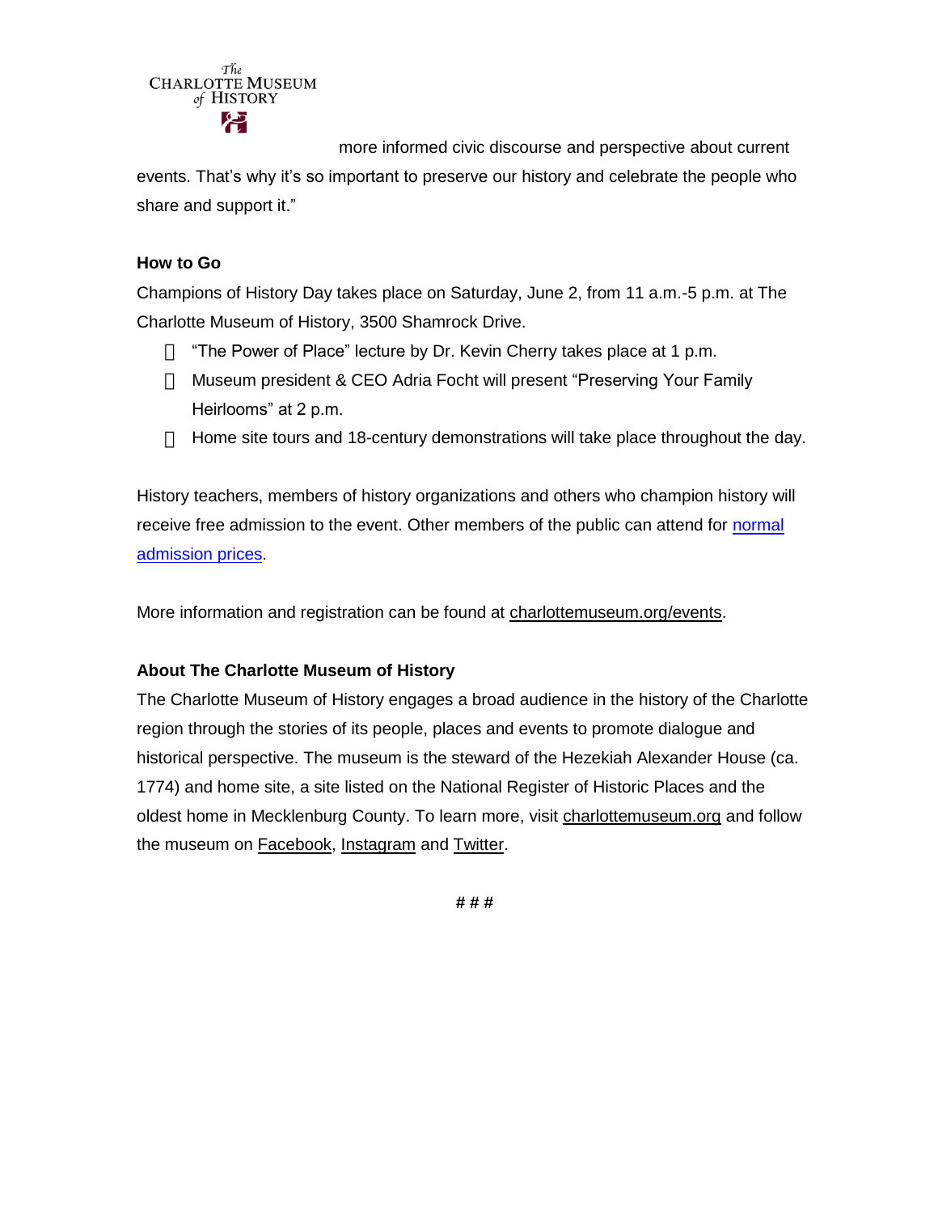more informed civic discourse and perspective about current events. That's why it's so important to preserve our history and celebrate the people who share and support it."

**How to Go**

Champions of History Day takes place on Saturday, June 2, from 11 a.m.-5 p.m. at The Charlotte Museum of History, 3500 Shamrock Drive.

- "The Power of Place" lecture by Dr. Kevin Cherry takes place at 1 p.m.
- Museum president & CEO Adria Focht will present "Preserving Your Family Heirlooms" at 2 p.m.
- Home site tours and 18-century demonstrations will take place throughout the day.

History teachers, members of history organizations and others who champion history will receive free admission to the event. Other members of the public can attend for normal admission prices.

More information and registration can be found at charlottemuseum.org/events.

**About The Charlotte Museum of History**

The Charlotte Museum of History engages a broad audience in the history of the Charlotte region through the stories of its people, places and events to promote dialogue and historical perspective. The museum is the steward of the Hezekiah Alexander House (ca. 1774) and home site, a site listed on the National Register of Historic Places and the oldest home in Mecklenburg County. To learn more, visit charlottemuseum.org and follow the museum on Facebook, Instagram and Twitter.

# # #